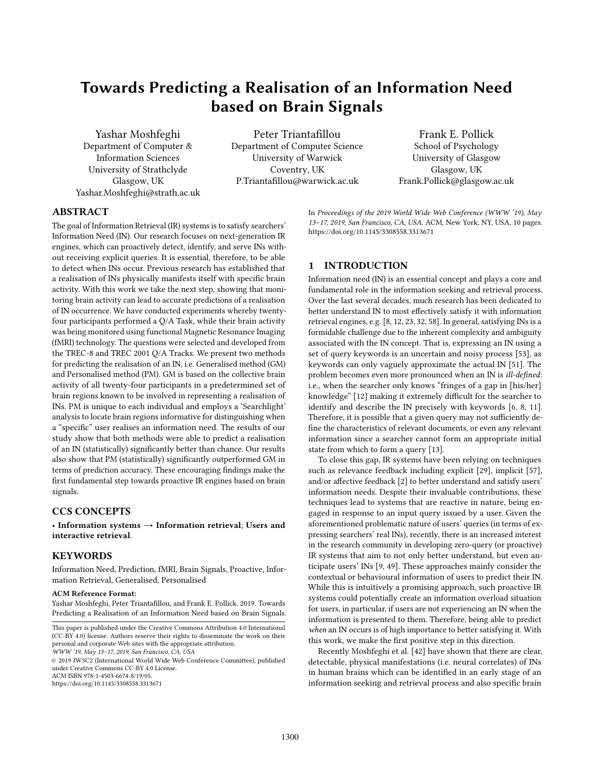# Towards Predicting a Realisation of an Information Need based on Brain Signals

Yashar Moshfeghi
Department of Computer & Information Sciences
University of Strathclyde
Glasgow, UK
Yashar.Moshfeghi@strath.ac.uk

Peter Triantafillou
Department of Computer Science
University of Warwick
Coventry, UK
P.Triantafillou@warwick.ac.uk

Frank E. Pollick
School of Psychology
University of Glasgow
Glasgow, UK
Frank.Pollick@glasgow.ac.uk

## ABSTRACT

The goal of Information Retrieval (IR) systems is to satisfy searchers' Information Need (IN). Our research focuses on next-generation IR engines, which can proactively detect, identify, and serve INs without receiving explicit queries. It is essential, therefore, to be able to detect when INs occur. Previous research has established that a realisation of INs physically manifests itself with specific brain activity. With this work we take the next step, showing that monitoring brain activity can lead to accurate predictions of a realisation of IN occurrence. We have conducted experiments whereby twenty-four participants performed a Q/A Task, while their brain activity was being monitored using functional Magnetic Resonance Imaging (fMRI) technology. The questions were selected and developed from the TREC-8 and TREC 2001 Q/A Tracks. We present two methods for predicting the realisation of an IN, i.e. Generalised method (GM) and Personalised method (PM). GM is based on the collective brain activity of all twenty-four participants in a predetermined set of brain regions known to be involved in representing a realisation of INs. PM is unique to each individual and employs a 'Searchlight' analysis to locate brain regions informative for distinguishing when a "specific" user realises an information need. The results of our study show that both methods were able to predict a realisation of an IN (statistically) significantly better than chance. Our results also show that PM (statistically) significantly outperformed GM in terms of prediction accuracy. These encouraging findings make the first fundamental step towards proactive IR engines based on brain signals.

## CCS CONCEPTS

• **Information systems → Information retrieval**; **Users and interactive retrieval**.

## KEYWORDS

Information Need, Prediction, fMRI, Brain Signals, Proactive, Information Retrieval, Generalised, Personalised

**ACM Reference Format:**
Yashar Moshfeghi, Peter Triantafillou, and Frank E. Pollick. 2019. Towards Predicting a Realisation of an Information Need based on Brain Signals. In *Proceedings of the 2019 World Wide Web Conference (WWW '19), May 13–17, 2019, San Francisco, CA, USA.* ACM, New York, NY, USA, 10 pages. https://doi.org/10.1145/3308558.3313671

This paper is published under the Creative Commons Attribution 4.0 International (CC-BY 4.0) license. Authors reserve their rights to disseminate the work on their personal and corporate Web sites with the appropriate attribution.
*WWW '19, May 13–17, 2019, San Francisco, CA, USA*
© 2019 IW3C2 (International World Wide Web Conference Committee), published under Creative Commons CC-BY 4.0 License.
ACM ISBN 978-1-4503-6674-8/19/05.
https://doi.org/10.1145/3308558.3313671

## 1 INTRODUCTION

Information need (IN) is an essential concept and plays a core and fundamental role in the information seeking and retrieval process. Over the last several decades, much research has been dedicated to better understand IN to most effectively satisfy it with information retrieval engines, e.g. [8, 12, 23, 32, 58]. In general, satisfying INs is a formidable challenge due to the inherent complexity and ambiguity associated with the IN concept. That is, expressing an IN using a set of query keywords is an uncertain and noisy process [53], as keywords can only vaguely approximate the actual IN [51]. The problem becomes even more pronounced when an IN is *ill-defined*: i.e., when the searcher only knows "fringes of a gap in [his/her] knowledge" [12] making it extremely difficult for the searcher to identify and describe the IN precisely with keywords [6, 8, 11]. Therefore, it is possible that a given query may not sufficiently define the characteristics of relevant documents, or even any relevant information since a searcher cannot form an appropriate initial state from which to form a query [13].

To close this gap, IR systems have been relying on techniques such as relevance feedback including explicit [29], implicit [57], and/or affective feedback [2] to better understand and satisfy users' information needs. Despite their invaluable contributions, these techniques lead to systems that are reactive in nature, being engaged in response to an input query issued by a user. Given the aforementioned problematic nature of users' queries (in terms of expressing searchers' real INs), recently, there is an increased interest in the research community in developing zero-query (or proactive) IR systems that aim to not only better understand, but even anticipate users' INs [9, 49]. These approaches mainly consider the contextual or behavioural information of users to predict their IN. While this is intuitively a promising approach, such proactive IR systems could potentially create an information overload situation for users, in particular, if users are not experiencing an IN when the information is presented to them. Therefore, being able to predict *when* an IN occurs is of high importance to better satisfying it. With this work, we make the first positive step in this direction.

Recently Moshfeghi et al. [42] have shown that there are clear, detectable, physical manifestations (i.e. neural correlates) of INs in human brains which can be identified in an early stage of an information seeking and retrieval process and also specific brain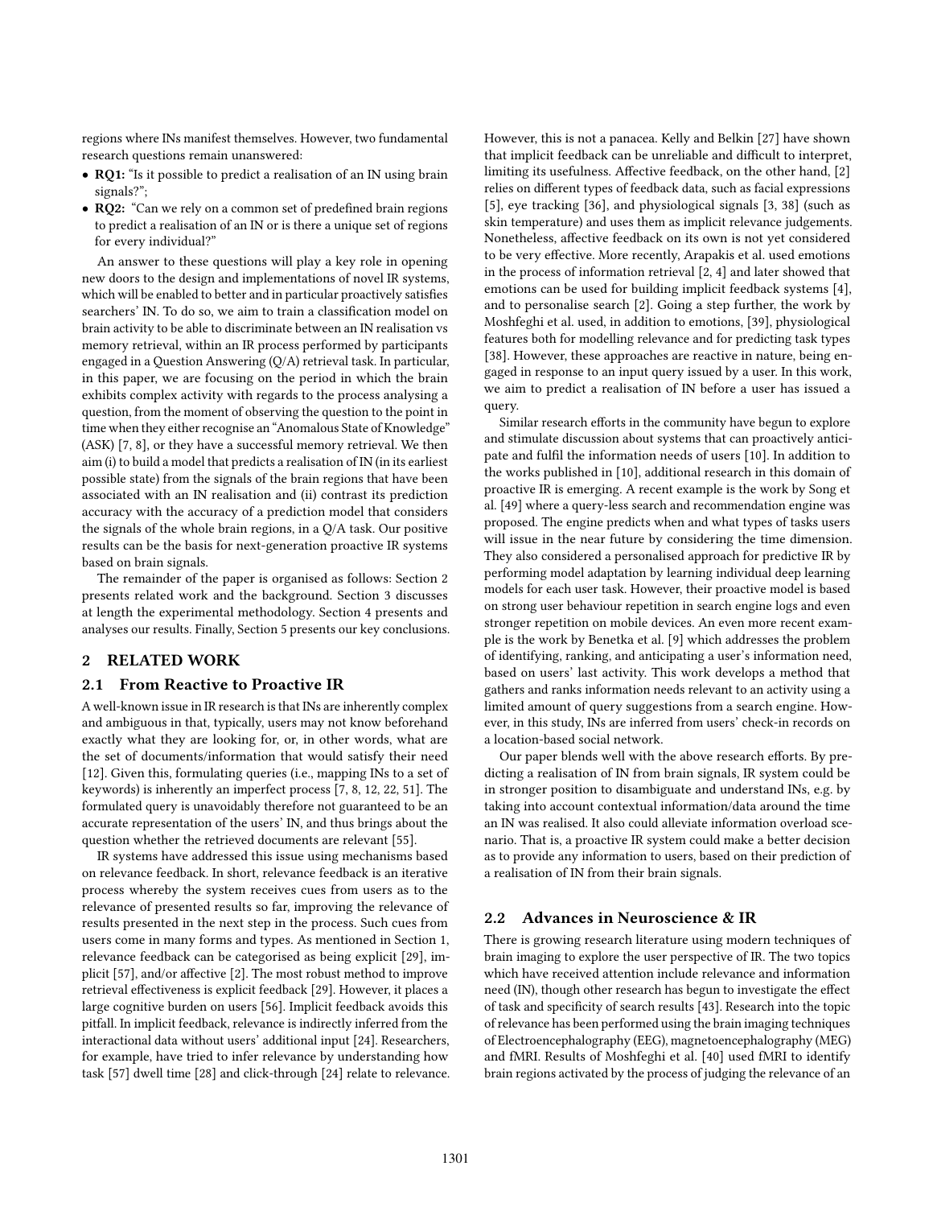regions where INs manifest themselves. However, two fundamental research questions remain unanswered:

- **RQ1:** "Is it possible to predict a realisation of an IN using brain signals?";
- **RQ2:** "Can we rely on a common set of predefined brain regions to predict a realisation of an IN or is there a unique set of regions for every individual?"

An answer to these questions will play a key role in opening new doors to the design and implementations of novel IR systems, which will be enabled to better and in particular proactively satisfies searchers' IN. To do so, we aim to train a classification model on brain activity to be able to discriminate between an IN realisation vs memory retrieval, within an IR process performed by participants engaged in a Question Answering (Q/A) retrieval task. In particular, in this paper, we are focusing on the period in which the brain exhibits complex activity with regards to the process analysing a question, from the moment of observing the question to the point in time when they either recognise an "Anomalous State of Knowledge" (ASK) [7, 8], or they have a successful memory retrieval. We then aim (i) to build a model that predicts a realisation of IN (in its earliest possible state) from the signals of the brain regions that have been associated with an IN realisation and (ii) contrast its prediction accuracy with the accuracy of a prediction model that considers the signals of the whole brain regions, in a Q/A task. Our positive results can be the basis for next-generation proactive IR systems based on brain signals.

The remainder of the paper is organised as follows: Section 2 presents related work and the background. Section 3 discusses at length the experimental methodology. Section 4 presents and analyses our results. Finally, Section 5 presents our key conclusions.

## 2 RELATED WORK

### 2.1 From Reactive to Proactive IR

A well-known issue in IR research is that INs are inherently complex and ambiguous in that, typically, users may not know beforehand exactly what they are looking for, or, in other words, what are the set of documents/information that would satisfy their need [12]. Given this, formulating queries (i.e., mapping INs to a set of keywords) is inherently an imperfect process [7, 8, 12, 22, 51]. The formulated query is unavoidably therefore not guaranteed to be an accurate representation of the users' IN, and thus brings about the question whether the retrieved documents are relevant [55].

IR systems have addressed this issue using mechanisms based on relevance feedback. In short, relevance feedback is an iterative process whereby the system receives cues from users as to the relevance of presented results so far, improving the relevance of results presented in the next step in the process. Such cues from users come in many forms and types. As mentioned in Section 1, relevance feedback can be categorised as being explicit [29], implicit [57], and/or affective [2]. The most robust method to improve retrieval effectiveness is explicit feedback [29]. However, it places a large cognitive burden on users [56]. Implicit feedback avoids this pitfall. In implicit feedback, relevance is indirectly inferred from the interactional data without users' additional input [24]. Researchers, for example, have tried to infer relevance by understanding how task [57] dwell time [28] and click-through [24] relate to relevance. However, this is not a panacea. Kelly and Belkin [27] have shown that implicit feedback can be unreliable and difficult to interpret, limiting its usefulness. Affective feedback, on the other hand, [2] relies on different types of feedback data, such as facial expressions [5], eye tracking [36], and physiological signals [3, 38] (such as skin temperature) and uses them as implicit relevance judgements. Nonetheless, affective feedback on its own is not yet considered to be very effective. More recently, Arapakis et al. used emotions in the process of information retrieval [2, 4] and later showed that emotions can be used for building implicit feedback systems [4], and to personalise search [2]. Going a step further, the work by Moshfeghi et al. used, in addition to emotions, [39], physiological features both for modelling relevance and for predicting task types [38]. However, these approaches are reactive in nature, being engaged in response to an input query issued by a user. In this work, we aim to predict a realisation of IN before a user has issued a query.

Similar research efforts in the community have begun to explore and stimulate discussion about systems that can proactively anticipate and fulfil the information needs of users [10]. In addition to the works published in [10], additional research in this domain of proactive IR is emerging. A recent example is the work by Song et al. [49] where a query-less search and recommendation engine was proposed. The engine predicts when and what types of tasks users will issue in the near future by considering the time dimension. They also considered a personalised approach for predictive IR by performing model adaptation by learning individual deep learning models for each user task. However, their proactive model is based on strong user behaviour repetition in search engine logs and even stronger repetition on mobile devices. An even more recent example is the work by Benetka et al. [9] which addresses the problem of identifying, ranking, and anticipating a user's information need, based on users' last activity. This work develops a method that gathers and ranks information needs relevant to an activity using a limited amount of query suggestions from a search engine. However, in this study, INs are inferred from users' check-in records on a location-based social network.

Our paper blends well with the above research efforts. By predicting a realisation of IN from brain signals, IR system could be in stronger position to disambiguate and understand INs, e.g. by taking into account contextual information/data around the time an IN was realised. It also could alleviate information overload scenario. That is, a proactive IR system could make a better decision as to provide any information to users, based on their prediction of a realisation of IN from their brain signals.

### 2.2 Advances in Neuroscience & IR

There is growing research literature using modern techniques of brain imaging to explore the user perspective of IR. The two topics which have received attention include relevance and information need (IN), though other research has begun to investigate the effect of task and specificity of search results [43]. Research into the topic of relevance has been performed using the brain imaging techniques of Electroencephalography (EEG), magnetoencephalography (MEG) and fMRI. Results of Moshfeghi et al. [40] used fMRI to identify brain regions activated by the process of judging the relevance of an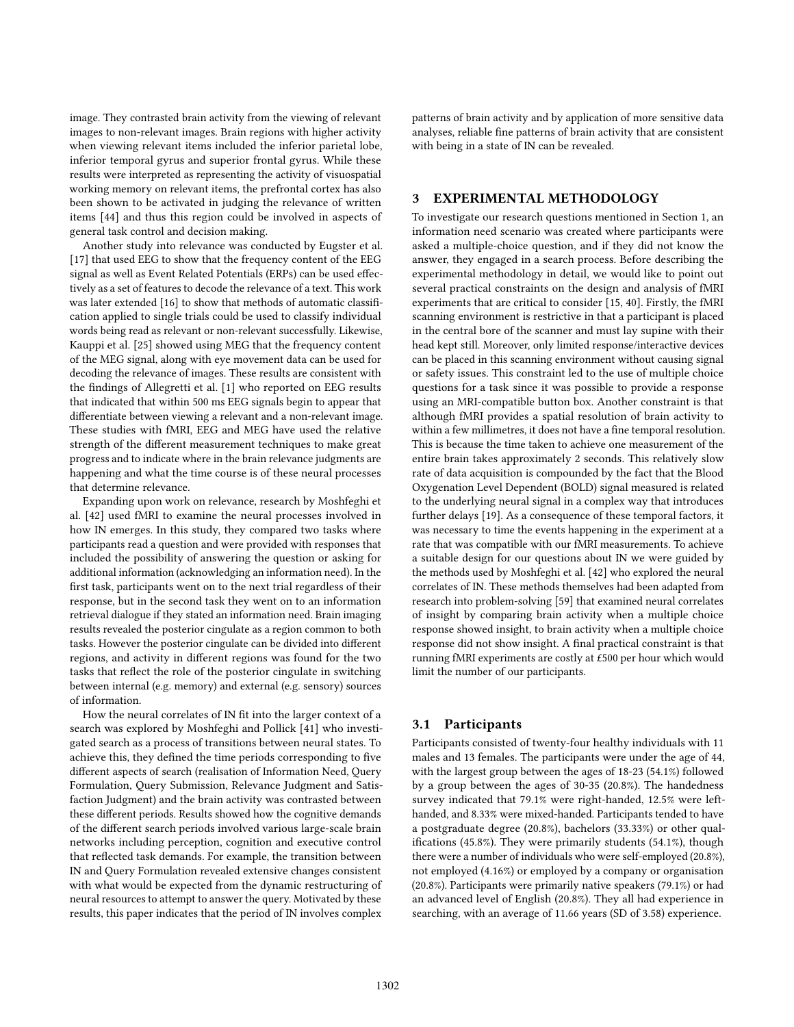image. They contrasted brain activity from the viewing of relevant images to non-relevant images. Brain regions with higher activity when viewing relevant items included the inferior parietal lobe, inferior temporal gyrus and superior frontal gyrus. While these results were interpreted as representing the activity of visuospatial working memory on relevant items, the prefrontal cortex has also been shown to be activated in judging the relevance of written items [44] and thus this region could be involved in aspects of general task control and decision making.

Another study into relevance was conducted by Eugster et al. [17] that used EEG to show that the frequency content of the EEG signal as well as Event Related Potentials (ERPs) can be used effectively as a set of features to decode the relevance of a text. This work was later extended [16] to show that methods of automatic classification applied to single trials could be used to classify individual words being read as relevant or non-relevant successfully. Likewise, Kauppi et al. [25] showed using MEG that the frequency content of the MEG signal, along with eye movement data can be used for decoding the relevance of images. These results are consistent with the findings of Allegretti et al. [1] who reported on EEG results that indicated that within 500 ms EEG signals begin to appear that differentiate between viewing a relevant and a non-relevant image. These studies with fMRI, EEG and MEG have used the relative strength of the different measurement techniques to make great progress and to indicate where in the brain relevance judgments are happening and what the time course is of these neural processes that determine relevance.

Expanding upon work on relevance, research by Moshfeghi et al. [42] used fMRI to examine the neural processes involved in how IN emerges. In this study, they compared two tasks where participants read a question and were provided with responses that included the possibility of answering the question or asking for additional information (acknowledging an information need). In the first task, participants went on to the next trial regardless of their response, but in the second task they went on to an information retrieval dialogue if they stated an information need. Brain imaging results revealed the posterior cingulate as a region common to both tasks. However the posterior cingulate can be divided into different regions, and activity in different regions was found for the two tasks that reflect the role of the posterior cingulate in switching between internal (e.g. memory) and external (e.g. sensory) sources of information.

How the neural correlates of IN fit into the larger context of a search was explored by Moshfeghi and Pollick [41] who investigated search as a process of transitions between neural states. To achieve this, they defined the time periods corresponding to five different aspects of search (realisation of Information Need, Query Formulation, Query Submission, Relevance Judgment and Satisfaction Judgment) and the brain activity was contrasted between these different periods. Results showed how the cognitive demands of the different search periods involved various large-scale brain networks including perception, cognition and executive control that reflected task demands. For example, the transition between IN and Query Formulation revealed extensive changes consistent with what would be expected from the dynamic restructuring of neural resources to attempt to answer the query. Motivated by these results, this paper indicates that the period of IN involves complex patterns of brain activity and by application of more sensitive data analyses, reliable fine patterns of brain activity that are consistent with being in a state of IN can be revealed.

## 3 EXPERIMENTAL METHODOLOGY

To investigate our research questions mentioned in Section 1, an information need scenario was created where participants were asked a multiple-choice question, and if they did not know the answer, they engaged in a search process. Before describing the experimental methodology in detail, we would like to point out several practical constraints on the design and analysis of fMRI experiments that are critical to consider [15, 40]. Firstly, the fMRI scanning environment is restrictive in that a participant is placed in the central bore of the scanner and must lay supine with their head kept still. Moreover, only limited response/interactive devices can be placed in this scanning environment without causing signal or safety issues. This constraint led to the use of multiple choice questions for a task since it was possible to provide a response using an MRI-compatible button box. Another constraint is that although fMRI provides a spatial resolution of brain activity to within a few millimetres, it does not have a fine temporal resolution. This is because the time taken to achieve one measurement of the entire brain takes approximately 2 seconds. This relatively slow rate of data acquisition is compounded by the fact that the Blood Oxygenation Level Dependent (BOLD) signal measured is related to the underlying neural signal in a complex way that introduces further delays [19]. As a consequence of these temporal factors, it was necessary to time the events happening in the experiment at a rate that was compatible with our fMRI measurements. To achieve a suitable design for our questions about IN we were guided by the methods used by Moshfeghi et al. [42] who explored the neural correlates of IN. These methods themselves had been adapted from research into problem-solving [59] that examined neural correlates of insight by comparing brain activity when a multiple choice response showed insight, to brain activity when a multiple choice response did not show insight. A final practical constraint is that running fMRI experiments are costly at £500 per hour which would limit the number of our participants.

### 3.1 Participants

Participants consisted of twenty-four healthy individuals with 11 males and 13 females. The participants were under the age of 44, with the largest group between the ages of 18-23 (54.1%) followed by a group between the ages of 30-35 (20.8%). The handedness survey indicated that 79.1% were right-handed, 12.5% were left-handed, and 8.33% were mixed-handed. Participants tended to have a postgraduate degree (20.8%), bachelors (33.33%) or other qualifications (45.8%). They were primarily students (54.1%), though there were a number of individuals who were self-employed (20.8%), not employed (4.16%) or employed by a company or organisation (20.8%). Participants were primarily native speakers (79.1%) or had an advanced level of English (20.8%). They all had experience in searching, with an average of 11.66 years (SD of 3.58) experience.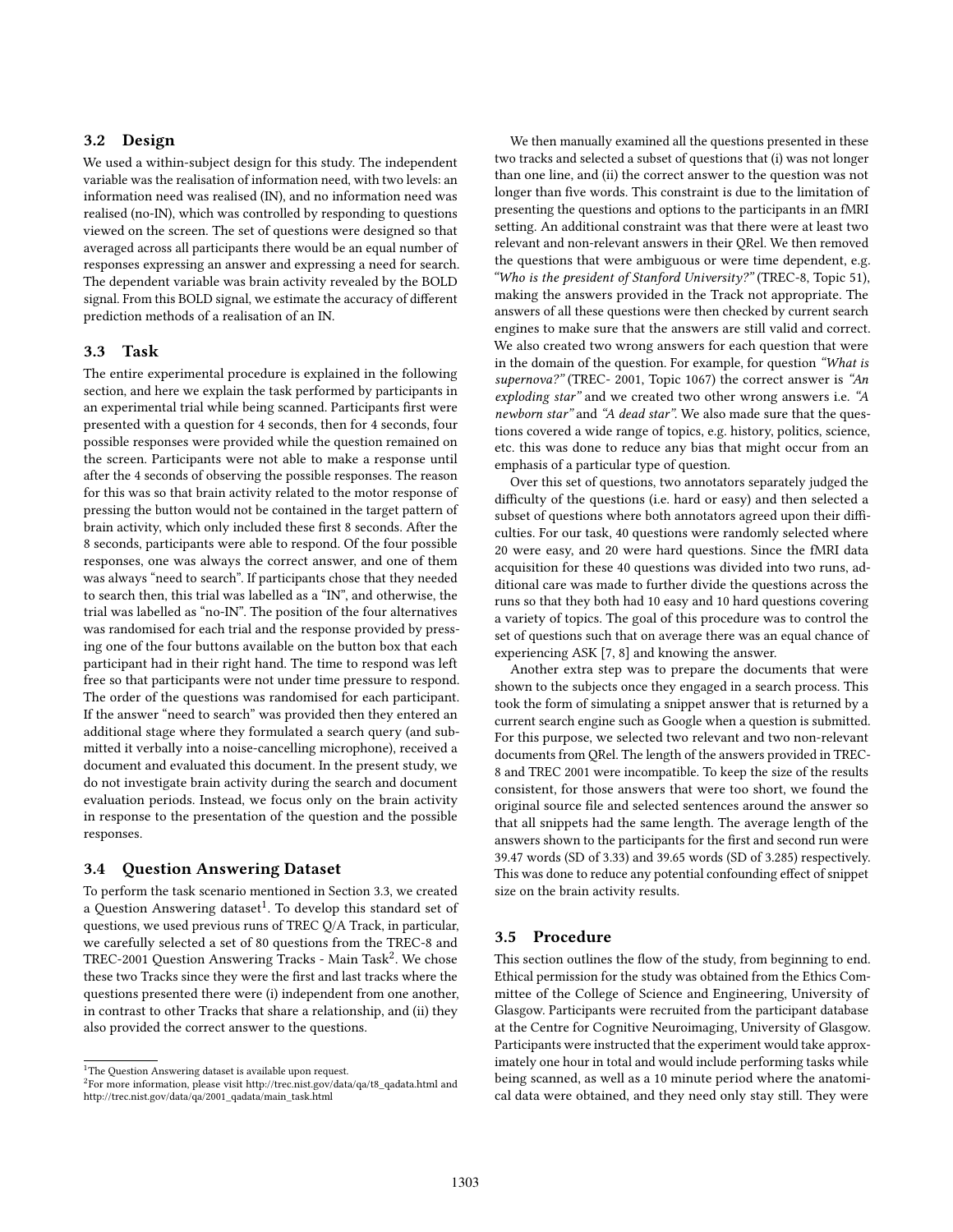### 3.2 Design

We used a within-subject design for this study. The independent variable was the realisation of information need, with two levels: an information need was realised (IN), and no information need was realised (no-IN), which was controlled by responding to questions viewed on the screen. The set of questions were designed so that averaged across all participants there would be an equal number of responses expressing an answer and expressing a need for search. The dependent variable was brain activity revealed by the BOLD signal. From this BOLD signal, we estimate the accuracy of different prediction methods of a realisation of an IN.

### 3.3 Task

The entire experimental procedure is explained in the following section, and here we explain the task performed by participants in an experimental trial while being scanned. Participants first were presented with a question for 4 seconds, then for 4 seconds, four possible responses were provided while the question remained on the screen. Participants were not able to make a response until after the 4 seconds of observing the possible responses. The reason for this was so that brain activity related to the motor response of pressing the button would not be contained in the target pattern of brain activity, which only included these first 8 seconds. After the 8 seconds, participants were able to respond. Of the four possible responses, one was always the correct answer, and one of them was always "need to search". If participants chose that they needed to search then, this trial was labelled as a "IN", and otherwise, the trial was labelled as "no-IN". The position of the four alternatives was randomised for each trial and the response provided by pressing one of the four buttons available on the button box that each participant had in their right hand. The time to respond was left free so that participants were not under time pressure to respond. The order of the questions was randomised for each participant. If the answer "need to search" was provided then they entered an additional stage where they formulated a search query (and submitted it verbally into a noise-cancelling microphone), received a document and evaluated this document. In the present study, we do not investigate brain activity during the search and document evaluation periods. Instead, we focus only on the brain activity in response to the presentation of the question and the possible responses.

### 3.4 Question Answering Dataset

To perform the task scenario mentioned in Section 3.3, we created a Question Answering dataset[1]. To develop this standard set of questions, we used previous runs of TREC Q/A Track, in particular, we carefully selected a set of 80 questions from the TREC-8 and TREC-2001 Question Answering Tracks - Main Task[2]. We chose these two Tracks since they were the first and last tracks where the questions presented there (i) independent from one another, in contrast to other Tracks that share a relationship, and (ii) they also provided the correct answer to the questions.

We then manually examined all the questions presented in these two tracks and selected a subset of questions that (i) was not longer than one line, and (ii) the correct answer to the question was not longer than five words. This constraint is due to the limitation of presenting the questions and options to the participants in an fMRI setting. An additional constraint was that there were at least two relevant and non-relevant answers in their QRel. We then removed the questions that were ambiguous or were time dependent, e.g. *"Who is the president of Stanford University?"* (TREC-8, Topic 51), making the answers provided in the Track not appropriate. The answers of all these questions were then checked by current search engines to make sure that the answers are still valid and correct. We also created two wrong answers for each question that were in the domain of the question. For example, for question *"What is supernova?"* (TREC- 2001, Topic 1067) the correct answer is *"An exploding star"* and we created two other wrong answers i.e. *"A newborn star"* and *"A dead star"*. We also made sure that the questions covered a wide range of topics, e.g. history, politics, science, etc. this was done to reduce any bias that might occur from an emphasis of a particular type of question.

Over this set of questions, two annotators separately judged the difficulty of the questions (i.e. hard or easy) and then selected a subset of questions where both annotators agreed upon their difficulties. For our task, 40 questions were randomly selected where 20 were easy, and 20 were hard questions. Since the fMRI data acquisition for these 40 questions was divided into two runs, additional care was made to further divide the questions across the runs so that they both had 10 easy and 10 hard questions covering a variety of topics. The goal of this procedure was to control the set of questions such that on average there was an equal chance of experiencing ASK [7, 8] and knowing the answer.

Another extra step was to prepare the documents that were shown to the subjects once they engaged in a search process. This took the form of simulating a snippet answer that is returned by a current search engine such as Google when a question is submitted. For this purpose, we selected two relevant and two non-relevant documents from QRel. The length of the answers provided in TREC-8 and TREC 2001 were incompatible. To keep the size of the results consistent, for those answers that were too short, we found the original source file and selected sentences around the answer so that all snippets had the same length. The average length of the answers shown to the participants for the first and second run were 39.47 words (SD of 3.33) and 39.65 words (SD of 3.285) respectively. This was done to reduce any potential confounding effect of snippet size on the brain activity results.

### 3.5 Procedure

This section outlines the flow of the study, from beginning to end. Ethical permission for the study was obtained from the Ethics Committee of the College of Science and Engineering, University of Glasgow. Participants were recruited from the participant database at the Centre for Cognitive Neuroimaging, University of Glasgow. Participants were instructed that the experiment would take approximately one hour in total and would include performing tasks while being scanned, as well as a 10 minute period where the anatomical data were obtained, and they need only stay still. They were

---

[1] The Question Answering dataset is available upon request.

[2] For more information, please visit http://trec.nist.gov/data/qa/t8_qadata.html and http://trec.nist.gov/data/qa/2001_qadata/main_task.html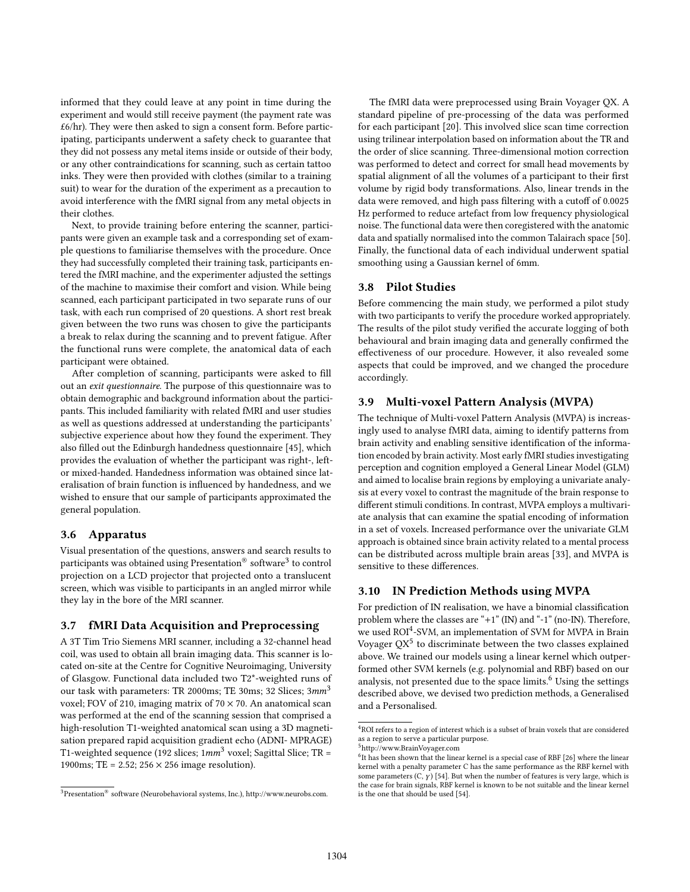informed that they could leave at any point in time during the experiment and would still receive payment (the payment rate was £6/hr). They were then asked to sign a consent form. Before participating, participants underwent a safety check to guarantee that they did not possess any metal items inside or outside of their body, or any other contraindications for scanning, such as certain tattoo inks. They were then provided with clothes (similar to a training suit) to wear for the duration of the experiment as a precaution to avoid interference with the fMRI signal from any metal objects in their clothes.

Next, to provide training before entering the scanner, participants were given an example task and a corresponding set of example questions to familiarise themselves with the procedure. Once they had successfully completed their training task, participants entered the fMRI machine, and the experimenter adjusted the settings of the machine to maximise their comfort and vision. While being scanned, each participant participated in two separate runs of our task, with each run comprised of 20 questions. A short rest break given between the two runs was chosen to give the participants a break to relax during the scanning and to prevent fatigue. After the functional runs were complete, the anatomical data of each participant were obtained.

After completion of scanning, participants were asked to fill out an *exit questionnaire*. The purpose of this questionnaire was to obtain demographic and background information about the participants. This included familiarity with related fMRI and user studies as well as questions addressed at understanding the participants' subjective experience about how they found the experiment. They also filled out the Edinburgh handedness questionnaire [45], which provides the evaluation of whether the participant was right-, left- or mixed-handed. Handedness information was obtained since lateralisation of brain function is influenced by handedness, and we wished to ensure that our sample of participants approximated the general population.

### 3.6 Apparatus

Visual presentation of the questions, answers and search results to participants was obtained using Presentation® software[3] to control projection on a LCD projector that projected onto a translucent screen, which was visible to participants in an angled mirror while they lay in the bore of the MRI scanner.

### 3.7 fMRI Data Acquisition and Preprocessing

A 3T Tim Trio Siemens MRI scanner, including a 32-channel head coil, was used to obtain all brain imaging data. This scanner is located on-site at the Centre for Cognitive Neuroimaging, University of Glasgow. Functional data included two T2*-weighted runs of our task with parameters: TR 2000ms; TE 30ms; 32 Slices; $3mm^3$ voxel; FOV of 210, imaging matrix of $70 \times 70$. An anatomical scan was performed at the end of the scanning session that comprised a high-resolution T1-weighted anatomical scan using a 3D magnetisation prepared rapid acquisition gradient echo (ADNI- MPRAGE) T1-weighted sequence (192 slices; $1mm^3$ voxel; Sagittal Slice; TR = 1900ms; TE = 2.52; $256 \times 256$ image resolution).

The fMRI data were preprocessed using Brain Voyager QX. A standard pipeline of pre-processing of the data was performed for each participant [20]. This involved slice scan time correction using trilinear interpolation based on information about the TR and the order of slice scanning. Three-dimensional motion correction was performed to detect and correct for small head movements by spatial alignment of all the volumes of a participant to their first volume by rigid body transformations. Also, linear trends in the data were removed, and high pass filtering with a cutoff of 0.0025 Hz performed to reduce artefact from low frequency physiological noise. The functional data were then coregistered with the anatomic data and spatially normalised into the common Talairach space [50]. Finally, the functional data of each individual underwent spatial smoothing using a Gaussian kernel of 6mm.

### 3.8 Pilot Studies

Before commencing the main study, we performed a pilot study with two participants to verify the procedure worked appropriately. The results of the pilot study verified the accurate logging of both behavioural and brain imaging data and generally confirmed the effectiveness of our procedure. However, it also revealed some aspects that could be improved, and we changed the procedure accordingly.

### 3.9 Multi-voxel Pattern Analysis (MVPA)

The technique of Multi-voxel Pattern Analysis (MVPA) is increasingly used to analyse fMRI data, aiming to identify patterns from brain activity and enabling sensitive identification of the information encoded by brain activity. Most early fMRI studies investigating perception and cognition employed a General Linear Model (GLM) and aimed to localise brain regions by employing a univariate analysis at every voxel to contrast the magnitude of the brain response to different stimuli conditions. In contrast, MVPA employs a multivariate analysis that can examine the spatial encoding of information in a set of voxels. Increased performance over the univariate GLM approach is obtained since brain activity related to a mental process can be distributed across multiple brain areas [33], and MVPA is sensitive to these differences.

### 3.10 IN Prediction Methods using MVPA

For prediction of IN realisation, we have a binomial classification problem where the classes are "+1" (IN) and "-1" (no-IN). Therefore, we used ROI[4]-SVM, an implementation of SVM for MVPA in Brain Voyager QX[5] to discriminate between the two classes explained above. We trained our models using a linear kernel which outperformed other SVM kernels (e.g. polynomial and RBF) based on our analysis, not presented due to the space limits.[6] Using the settings described above, we devised two prediction methods, a Generalised and a Personalised.

[3] Presentation® software (Neurobehavioral systems, Inc.), http://www.neurobs.com.

[4] ROI refers to a region of interest which is a subset of brain voxels that are considered as a region to serve a particular purpose.

[5] http://www.BrainVoyager.com

[6] It has been shown that the linear kernel is a special case of RBF [26] where the linear kernel with a penalty parameter C has the same performance as the RBF kernel with some parameters (C, $\gamma$) [54]. But when the number of features is very large, which is the case for brain signals, RBF kernel is known to be not suitable and the linear kernel is the one that should be used [54].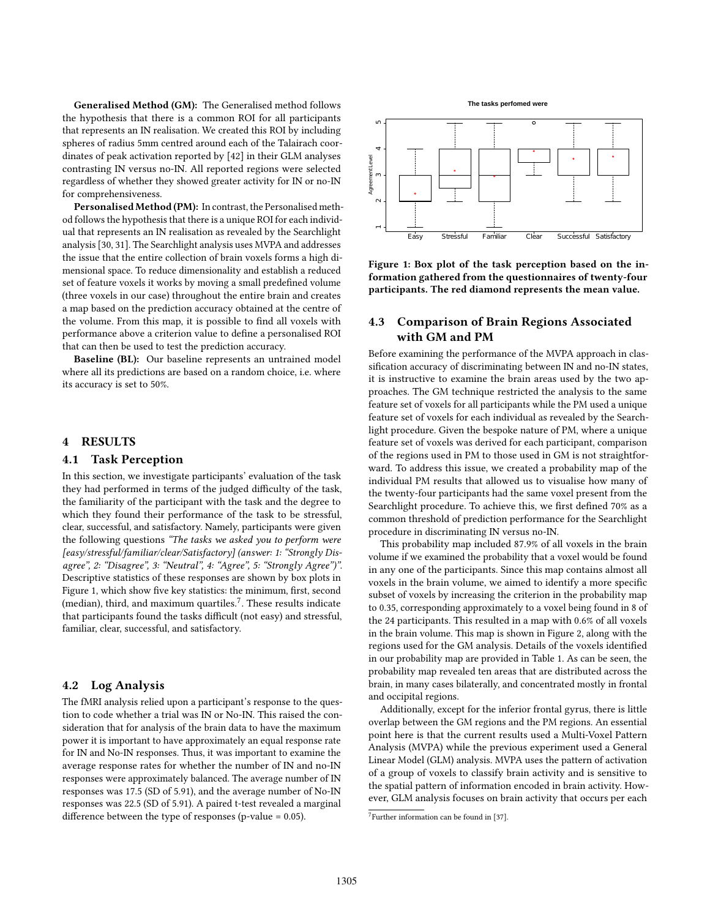**Generalised Method (GM):** The Generalised method follows the hypothesis that there is a common ROI for all participants that represents an IN realisation. We created this ROI by including spheres of radius 5mm centred around each of the Talairach coordinates of peak activation reported by [42] in their GLM analyses contrasting IN versus no-IN. All reported regions were selected regardless of whether they showed greater activity for IN or no-IN for comprehensiveness.

**Personalised Method (PM):** In contrast, the Personalised method follows the hypothesis that there is a unique ROI for each individual that represents an IN realisation as revealed by the Searchlight analysis [30, 31]. The Searchlight analysis uses MVPA and addresses the issue that the entire collection of brain voxels forms a high dimensional space. To reduce dimensionality and establish a reduced set of feature voxels it works by moving a small predefined volume (three voxels in our case) throughout the entire brain and creates a map based on the prediction accuracy obtained at the centre of the volume. From this map, it is possible to find all voxels with performance above a criterion value to define a personalised ROI that can then be used to test the prediction accuracy.

**Baseline (BL):** Our baseline represents an untrained model where all its predictions are based on a random choice, i.e. where its accuracy is set to 50%.

## 4 RESULTS

### 4.1 Task Perception

In this section, we investigate participants' evaluation of the task they had performed in terms of the judged difficulty of the task, the familiarity of the participant with the task and the degree to which they found their performance of the task to be stressful, clear, successful, and satisfactory. Namely, participants were given the following questions *"The tasks we asked you to perform were [easy/stressful/familiar/clear/Satisfactory] (answer: 1: "Strongly Disagree", 2: "Disagree", 3: "Neutral", 4: "Agree", 5: "Strongly Agree")"*. Descriptive statistics of these responses are shown by box plots in Figure 1, which show five key statistics: the minimum, first, second (median), third, and maximum quartiles.[7]. These results indicate that participants found the tasks difficult (not easy) and stressful, familiar, clear, successful, and satisfactory.

### 4.2 Log Analysis

The fMRI analysis relied upon a participant's response to the question to code whether a trial was IN or No-IN. This raised the consideration that for analysis of the brain data to have the maximum power it is important to have approximately an equal response rate for IN and No-IN responses. Thus, it was important to examine the average response rates for whether the number of IN and no-IN responses were approximately balanced. The average number of IN responses was 17.5 (SD of 5.91), and the average number of No-IN responses was 22.5 (SD of 5.91). A paired t-test revealed a marginal difference between the type of responses (p-value = 0.05).

**Figure 1: Box plot of the task perception based on the information gathered from the questionnaires of twenty-four participants. The red diamond represents the mean value.**

### 4.3 Comparison of Brain Regions Associated with GM and PM

Before examining the performance of the MVPA approach in classification accuracy of discriminating between IN and no-IN states, it is instructive to examine the brain areas used by the two approaches. The GM technique restricted the analysis to the same feature set of voxels for all participants while the PM used a unique feature set of voxels for each individual as revealed by the Searchlight procedure. Given the bespoke nature of PM, where a unique feature set of voxels was derived for each participant, comparison of the regions used in PM to those used in GM is not straightforward. To address this issue, we created a probability map of the individual PM results that allowed us to visualise how many of the twenty-four participants had the same voxel present from the Searchlight procedure. To achieve this, we first defined 70% as a common threshold of prediction performance for the Searchlight procedure in discriminating IN versus no-IN.

This probability map included 87.9% of all voxels in the brain volume if we examined the probability that a voxel would be found in any one of the participants. Since this map contains almost all voxels in the brain volume, we aimed to identify a more specific subset of voxels by increasing the criterion in the probability map to 0.35, corresponding approximately to a voxel being found in 8 of the 24 participants. This resulted in a map with 0.6% of all voxels in the brain volume. This map is shown in Figure 2, along with the regions used for the GM analysis. Details of the voxels identified in our probability map are provided in Table 1. As can be seen, the probability map revealed ten areas that are distributed across the brain, in many cases bilaterally, and concentrated mostly in frontal and occipital regions.

Additionally, except for the inferior frontal gyrus, there is little overlap between the GM regions and the PM regions. An essential point here is that the current results used a Multi-Voxel Pattern Analysis (MVPA) while the previous experiment used a General Linear Model (GLM) analysis. MVPA uses the pattern of activation of a group of voxels to classify brain activity and is sensitive to the spatial pattern of information encoded in brain activity. However, GLM analysis focuses on brain activity that occurs per each

[7] Further information can be found in [37].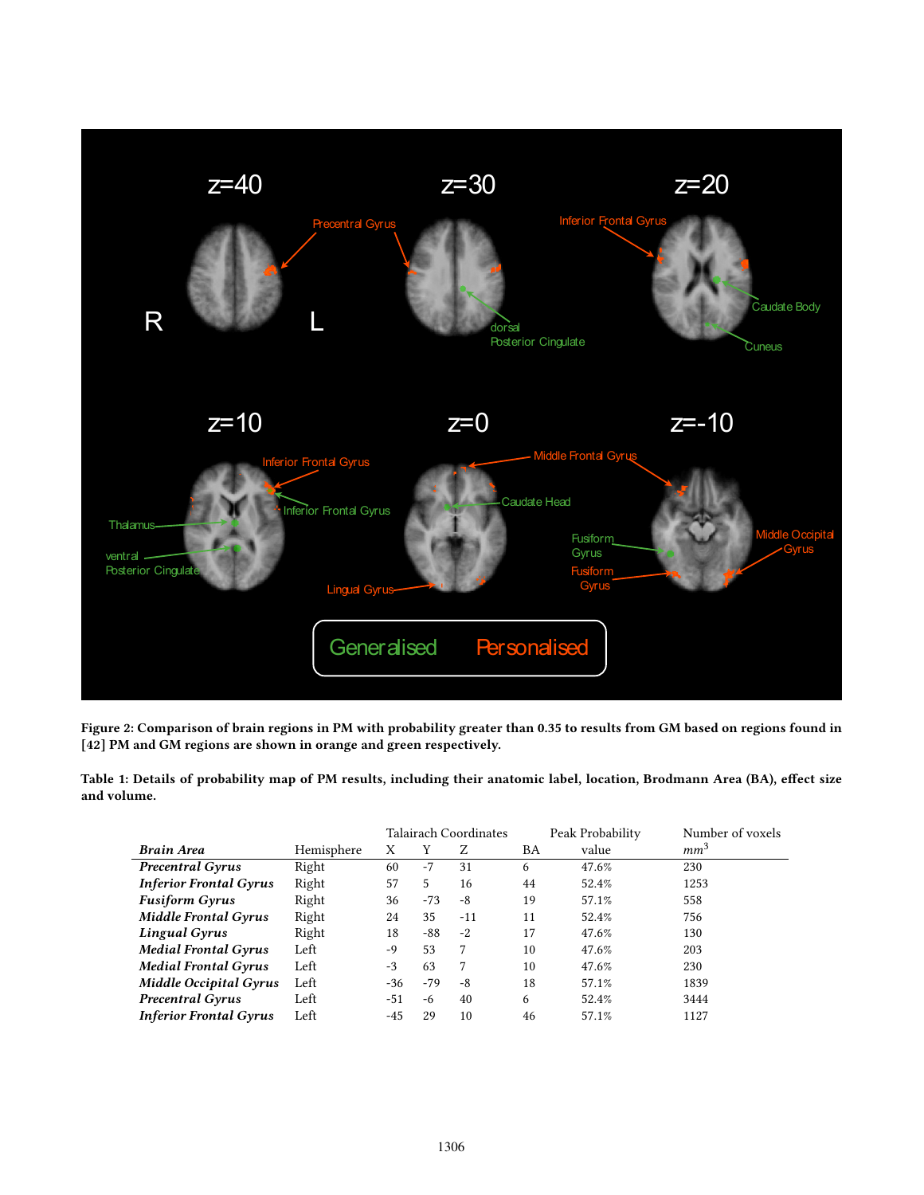Figure 2: Comparison of brain regions in PM with probability greater than 0.35 to results from GM based on regions found in [42] PM and GM regions are shown in orange and green respectively.

Table 1: Details of probability map of PM results, including their anatomic label, location, Brodmann Area (BA), effect size and volume.

| *Brain Area* | Hemisphere | Talairach Coordinates X | Y | Z | BA | Peak Probability value | Number of voxels $mm^3$ |
|---|---|---|---|---|---|---|---|
| *Precentral Gyrus* | Right | 60 | -7 | 31 | 6 | 47.6% | 230 |
| *Inferior Frontal Gyrus* | Right | 57 | 5 | 16 | 44 | 52.4% | 1253 |
| *Fusiform Gyrus* | Right | 36 | -73 | -8 | 19 | 57.1% | 558 |
| *Middle Frontal Gyrus* | Right | 24 | 35 | -11 | 11 | 52.4% | 756 |
| *Lingual Gyrus* | Right | 18 | -88 | -2 | 17 | 47.6% | 130 |
| *Medial Frontal Gyrus* | Left | -9 | 53 | 7 | 10 | 47.6% | 203 |
| *Medial Frontal Gyrus* | Left | -3 | 63 | 7 | 10 | 47.6% | 230 |
| *Middle Occipital Gyrus* | Left | -36 | -79 | -8 | 18 | 57.1% | 1839 |
| *Precentral Gyrus* | Left | -51 | -6 | 40 | 6 | 52.4% | 3444 |
| *Inferior Frontal Gyrus* | Left | -45 | 29 | 10 | 46 | 57.1% | 1127 |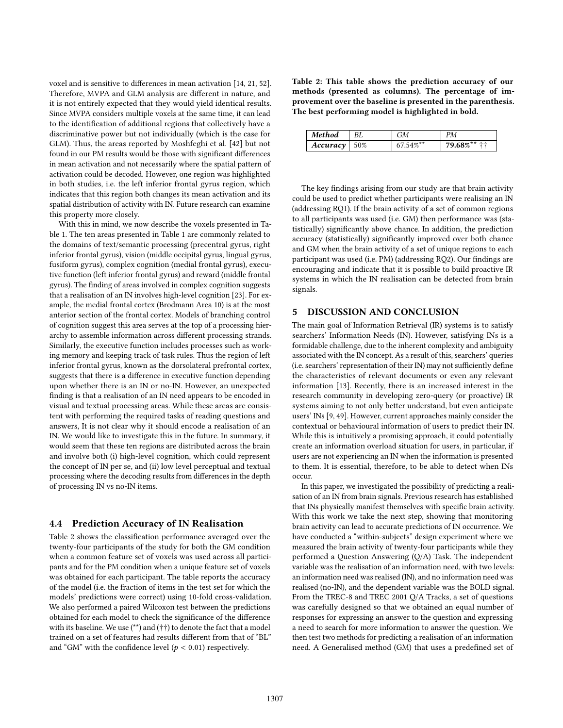voxel and is sensitive to differences in mean activation [14, 21, 52]. Therefore, MVPA and GLM analysis are different in nature, and it is not entirely expected that they would yield identical results. Since MVPA considers multiple voxels at the same time, it can lead to the identification of additional regions that collectively have a discriminative power but not individually (which is the case for GLM). Thus, the areas reported by Moshfeghi et al. [42] but not found in our PM results would be those with significant differences in mean activation and not necessarily where the spatial pattern of activation could be decoded. However, one region was highlighted in both studies, i.e. the left inferior frontal gyrus region, which indicates that this region both changes its mean activation and its spatial distribution of activity with IN. Future research can examine this property more closely.

With this in mind, we now describe the voxels presented in Table 1. The ten areas presented in Table 1 are commonly related to the domains of text/semantic processing (precentral gyrus, right inferior frontal gyrus), vision (middle occipital gyrus, lingual gyrus, fusiform gyrus), complex cognition (medial frontal gyrus), executive function (left inferior frontal gyrus) and reward (middle frontal gyrus). The finding of areas involved in complex cognition suggests that a realisation of an IN involves high-level cognition [23]. For example, the medial frontal cortex (Brodmann Area 10) is at the most anterior section of the frontal cortex. Models of branching control of cognition suggest this area serves at the top of a processing hierarchy to assemble information across different processing strands. Similarly, the executive function includes processes such as working memory and keeping track of task rules. Thus the region of left inferior frontal gyrus, known as the dorsolateral prefrontal cortex, suggests that there is a difference in executive function depending upon whether there is an IN or no-IN. However, an unexpected finding is that a realisation of an IN need appears to be encoded in visual and textual processing areas. While these areas are consistent with performing the required tasks of reading questions and answers, It is not clear why it should encode a realisation of an IN. We would like to investigate this in the future. In summary, it would seem that these ten regions are distributed across the brain and involve both (i) high-level cognition, which could represent the concept of IN per se, and (ii) low level perceptual and textual processing where the decoding results from differences in the depth of processing IN vs no-IN items.

### 4.4 Prediction Accuracy of IN Realisation

Table 2 shows the classification performance averaged over the twenty-four participants of the study for both the GM condition when a common feature set of voxels was used across all participants and for the PM condition when a unique feature set of voxels was obtained for each participant. The table reports the accuracy of the model (i.e. the fraction of items in the test set for which the models' predictions were correct) using 10-fold cross-validation. We also performed a paired Wilcoxon test between the predictions obtained for each model to check the significance of the difference with its baseline. We use (\*\*) and (††) to denote the fact that a model trained on a set of features had results different from that of "BL" and "GM" with the confidence level ($p < 0.01$) respectively.

**Table 2: This table shows the prediction accuracy of our methods (presented as columns). The percentage of improvement over the baseline is presented in the parenthesis. The best performing model is highlighted in bold.**

| ***Method*** | *BL* | *GM* | *PM* |
|---|---|---|---|
| ***Accuracy*** | 50% | 67.54%\*\* | **79.68%\*\* ††** |

The key findings arising from our study are that brain activity could be used to predict whether participants were realising an IN (addressing RQ1). If the brain activity of a set of common regions to all participants was used (i.e. GM) then performance was (statistically) significantly above chance. In addition, the prediction accuracy (statistically) significantly improved over both chance and GM when the brain activity of a set of unique regions to each participant was used (i.e. PM) (addressing RQ2). Our findings are encouraging and indicate that it is possible to build proactive IR systems in which the IN realisation can be detected from brain signals.

## 5 DISCUSSION AND CONCLUSION

The main goal of Information Retrieval (IR) systems is to satisfy searchers' Information Needs (IN). However, satisfying INs is a formidable challenge, due to the inherent complexity and ambiguity associated with the IN concept. As a result of this, searchers' queries (i.e. searchers' representation of their IN) may not sufficiently define the characteristics of relevant documents or even any relevant information [13]. Recently, there is an increased interest in the research community in developing zero-query (or proactive) IR systems aiming to not only better understand, but even anticipate users' INs [9, 49]. However, current approaches mainly consider the contextual or behavioural information of users to predict their IN. While this is intuitively a promising approach, it could potentially create an information overload situation for users, in particular, if users are not experiencing an IN when the information is presented to them. It is essential, therefore, to be able to detect when INs occur.

In this paper, we investigated the possibility of predicting a realisation of an IN from brain signals. Previous research has established that INs physically manifest themselves with specific brain activity. With this work we take the next step, showing that monitoring brain activity can lead to accurate predictions of IN occurrence. We have conducted a "within-subjects" design experiment where we measured the brain activity of twenty-four participants while they performed a Question Answering (Q/A) Task. The independent variable was the realisation of an information need, with two levels: an information need was realised (IN), and no information need was realised (no-IN), and the dependent variable was the BOLD signal. From the TREC-8 and TREC 2001 Q/A Tracks, a set of questions was carefully designed so that we obtained an equal number of responses for expressing an answer to the question and expressing a need to search for more information to answer the question. We then test two methods for predicting a realisation of an information need. A Generalised method (GM) that uses a predefined set of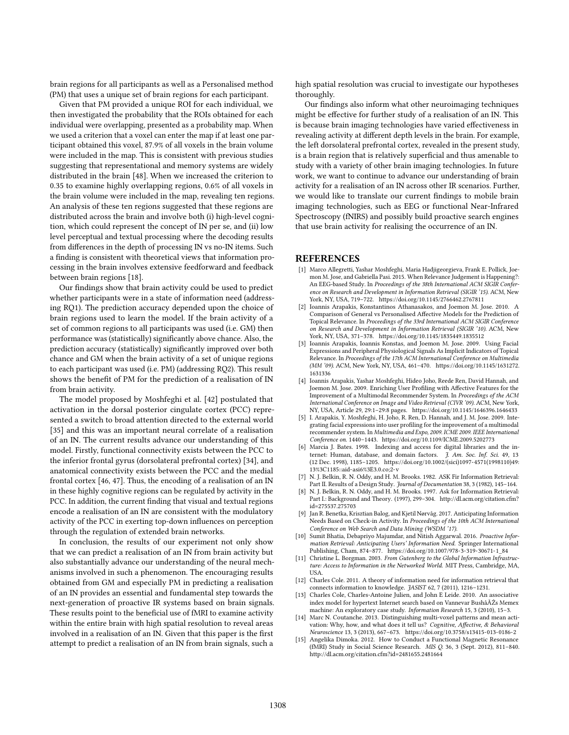brain regions for all participants as well as a Personalised method (PM) that uses a unique set of brain regions for each participant.

Given that PM provided a unique ROI for each individual, we then investigated the probability that the ROIs obtained for each individual were overlapping, presented as a probability map. When we used a criterion that a voxel can enter the map if at least one participant obtained this voxel, 87.9% of all voxels in the brain volume were included in the map. This is consistent with previous studies suggesting that representational and memory systems are widely distributed in the brain [48]. When we increased the criterion to 0.35 to examine highly overlapping regions, 0.6% of all voxels in the brain volume were included in the map, revealing ten regions. An analysis of these ten regions suggested that these regions are distributed across the brain and involve both (i) high-level cognition, which could represent the concept of IN per se, and (ii) low level perceptual and textual processing where the decoding results from differences in the depth of processing IN vs no-IN items. Such a finding is consistent with theoretical views that information processing in the brain involves extensive feedforward and feedback between brain regions [18].

Our findings show that brain activity could be used to predict whether participants were in a state of information need (addressing RQ1). The prediction accuracy depended upon the choice of brain regions used to learn the model. If the brain activity of a set of common regions to all participants was used (i.e. GM) then performance was (statistically) significantly above chance. Also, the prediction accuracy (statistically) significantly improved over both chance and GM when the brain activity of a set of unique regions to each participant was used (i.e. PM) (addressing RQ2). This result shows the benefit of PM for the prediction of a realisation of IN from brain activity.

The model proposed by Moshfeghi et al. [42] postulated that activation in the dorsal posterior cingulate cortex (PCC) represented a switch to broad attention directed to the external world [35] and this was an important neural correlate of a realisation of an IN. The current results advance our understanding of this model. Firstly, functional connectivity exists between the PCC to the inferior frontal gyrus (dorsolateral prefrontal cortex) [34], and anatomical connectivity exists between the PCC and the medial frontal cortex [46, 47]. Thus, the encoding of a realisation of an IN in these highly cognitive regions can be regulated by activity in the PCC. In addition, the current finding that visual and textual regions encode a realisation of an IN are consistent with the modulatory activity of the PCC in exerting top-down influences on perception through the regulation of extended brain networks.

In conclusion, the results of our experiment not only show that we can predict a realisation of an IN from brain activity but also substantially advance our understanding of the neural mechanisms involved in such a phenomenon. The encouraging results obtained from GM and especially PM in predicting a realisation of an IN provides an essential and fundamental step towards the next-generation of proactive IR systems based on brain signals. These results point to the beneficial use of fMRI to examine activity within the entire brain with high spatial resolution to reveal areas involved in a realisation of an IN. Given that this paper is the first attempt to predict a realisation of an IN from brain signals, such a high spatial resolution was crucial to investigate our hypotheses thoroughly.

Our findings also inform what other neuroimaging techniques might be effective for further study of a realisation of an IN. This is because brain imaging technologies have varied effectiveness in revealing activity at different depth levels in the brain. For example, the left dorsolateral prefrontal cortex, revealed in the present study, is a brain region that is relatively superficial and thus amenable to study with a variety of other brain imaging technologies. In future work, we want to continue to advance our understanding of brain activity for a realisation of an IN across other IR scenarios. Further, we would like to translate our current findings to mobile brain imaging technologies, such as EEG or functional Near-Infrared Spectroscopy (fNIRS) and possibly build proactive search engines that use brain activity for realising the occurrence of an IN.

## REFERENCES

[1] Marco Allegretti, Yashar Moshfeghi, Maria Hadjigeorgieva, Frank E. Pollick, Joemon M. Jose, and Gabriella Pasi. 2015. When Relevance Judgement is Happening?: An EEG-based Study. In *Proceedings of the 38th International ACM SIGIR Conference on Research and Development in Information Retrieval (SIGIR '15)*. ACM, New York, NY, USA, 719–722. https://doi.org/10.1145/2766462.2767811

[2] Ioannis Arapakis, Konstantinos Athanasakos, and Joemon M. Jose. 2010. A Comparison of General vs Personalised Affective Models for the Prediction of Topical Relevance. In *Proceedings of the 33rd International ACM SIGIR Conference on Research and Development in Information Retrieval (SIGIR '10)*. ACM, New York, NY, USA, 371–378. https://doi.org/10.1145/1835449.1835512

[3] Ioannis Arapakis, Ioannis Konstas, and Joemon M. Jose. 2009. Using Facial Expressions and Peripheral Physiological Signals As Implicit Indicators of Topical Relevance. In *Proceedings of the 17th ACM International Conference on Multimedia (MM '09)*. ACM, New York, NY, USA, 461–470. https://doi.org/10.1145/1631272.1631336

[4] Ioannis Arapakis, Yashar Moshfeghi, Hideo Joho, Reede Ren, David Hannah, and Joemon M. Jose. 2009. Enriching User Profiling with Affective Features for the Improvement of a Multimodal Recommender System. In *Proceedings of the ACM International Conference on Image and Video Retrieval (CIVR '09)*. ACM, New York, NY, USA, Article 29, 29:1–29:8 pages. https://doi.org/10.1145/1646396.1646433

[5] I. Arapakis, Y. Moshfeghi, H. Joho, R. Ren, D. Hannah, and J. M. Jose. 2009. Integrating facial expressions into user profiling for the improvement of a multimodal recommender system. In *Multimedia and Expo, 2009. ICME 2009. IEEE International Conference on*. 1440–1443. https://doi.org/10.1109/ICME.2009.5202773

[6] Marcia J. Bates. 1998. Indexing and access for digital libraries and the internet: Human, database, and domain factors. *J. Am. Soc. Inf. Sci.* 49, 13 (12 Dec. 1998), 1185–1205. https://doi.org/10.1002/(sici)1097-4571(1998110)49:13%3C1185::aid-asi6%3E3.0.co;2-v

[7] N. J. Belkin, R. N. Oddy, and H. M. Brooks. 1982. ASK Fir Information Retrieval: Part II. Results of a Design Study. *Journal of Documentation* 38, 3 (1982), 145–164.

[8] N. J. Belkin, R. N. Oddy, and H. M. Brooks. 1997. Ask for Information Retrieval: Part I.: Background and Theory. (1997), 299–304. http://dl.acm.org/citation.cfm?id=275537.275703

[9] Jan R. Benetka, Krisztian Balog, and Kjetil Nørvåg. 2017. Anticipating Information Needs Based on Check-in Activity. In *Proceedings of the 10th ACM International Conference on Web Search and Data Mining (WSDM '17)*.

[10] Sumit Bhatia, Debapriyo Majumdar, and Nitish Aggarwal. 2016. *Proactive Information Retrieval: Anticipating Users' Information Need*. Springer International Publishing, Cham, 874–877. https://doi.org/10.1007/978-3-319-30671-1_84

[11] Christine L. Borgman. 2003. *From Gutenberg to the Global Information Infrastructure: Access to Information in the Networked World*. MIT Press, Cambridge, MA, USA.

[12] Charles Cole. 2011. A theory of information need for information retrieval that connects information to knowledge. *JASIST* 62, 7 (2011), 1216–1231.

[13] Charles Cole, Charles-Antoine Julien, and John E Leide. 2010. An associative index model for hypertext Internet search based on Vannevar BushâĂŹs Memex machine: An exploratory case study. *Information Research* 15, 3 (2010), 15–3.

[14] Marc N. Coutanche. 2013. Distinguishing multi-voxel patterns and mean activation: Why, how, and what does it tell us? *Cognitive, Affective, & Behavioral Neuroscience* 13, 3 (2013), 667–673. https://doi.org/10.3758/s13415-013-0186-2

[15] Angelika Dimoka. 2012. How to Conduct a Functional Magnetic Resonance (fMRI) Study in Social Science Research. *MIS Q.* 36, 3 (Sept. 2012), 811–840. http://dl.acm.org/citation.cfm?id=2481655.2481664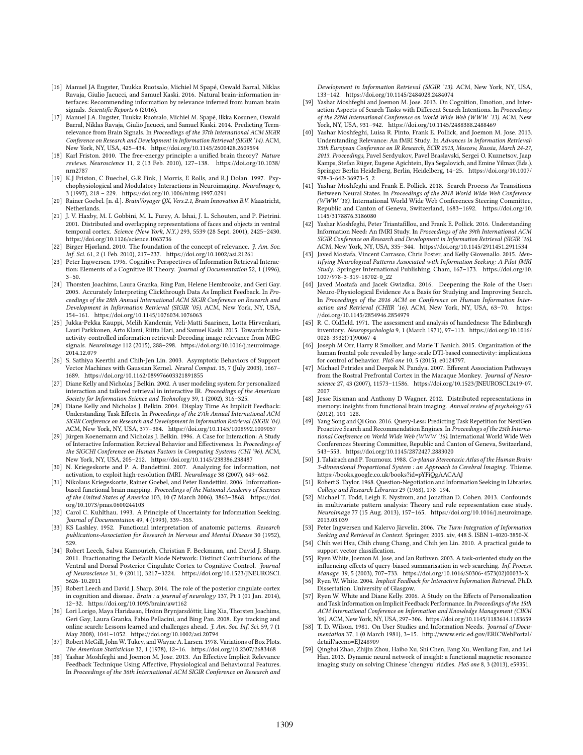[16] Manuel JA Eugster, Tuukka Ruotsalo, Michiel M Spapé, Oswald Barral, Niklas Ravaja, Giulio Jacucci, and Samuel Kaski. 2016. Natural brain-information interfaces: Recommending information by relevance inferred from human brain signals. *Scientific Reports* 6 (2016).

[17] Manuel J.A. Eugster, Tuukka Ruotsalo, Michiel M. Spapé, Ilkka Kosunen, Oswald Barral, Niklas Ravaja, Giulio Jacucci, and Samuel Kaski. 2014. Predicting Term-relevance from Brain Signals. In *Proceedings of the 37th International ACM SIGIR Conference on Research and Development in Information Retrieval (SIGIR '14)*. ACM, New York, NY, USA, 425–434. https://doi.org/10.1145/2600428.2609594

[18] Karl Friston. 2010. The free-energy principle: a unified brain theory? *Nature reviews. Neuroscience* 11, 2 (13 Feb. 2010), 127–138. https://doi.org/10.1038/nrn2787

[19] K.J Friston, C Buechel, G.R Fink, J Morris, E Rolls, and R.J Dolan. 1997. Psychophysiological and Modulatory Interactions in Neuroimaging. *NeuroImage* 6, 3 (1997), 218 – 229. https://doi.org/10.1006/nimg.1997.0291

[20] Rainer Goebel. [n. d.]. *BrainVoyager QX, Vers.2.1, Brain Innovation B.V.* Maastricht, Netherlands.

[21] J. V. Haxby, M. I. Gobbini, M. L. Furey, A. Ishai, J. L. Schouten, and P. Pietrini. 2001. Distributed and overlapping representations of faces and objects in ventral temporal cortex. *Science (New York, N.Y.)* 293, 5539 (28 Sept. 2001), 2425–2430. https://doi.org/10.1126/science.1063736

[22] Birger Hjørland. 2010. The foundation of the concept of relevance. *J. Am. Soc. Inf. Sci.* 61, 2 (1 Feb. 2010), 217–237. https://doi.org/10.1002/asi.21261

[23] Peter Ingwersen. 1996. Cognitive Perspectives of Information Retrieval Interaction: Elements of a Cognitive IR Theory. *Journal of Documentation* 52, 1 (1996), 3–50.

[24] Thorsten Joachims, Laura Granka, Bing Pan, Helene Hembrooke, and Geri Gay. 2005. Accurately Interpreting Clickthrough Data As Implicit Feedback. In *Proceedings of the 28th Annual International ACM SIGIR Conference on Research and Development in Information Retrieval (SIGIR '05)*. ACM, New York, NY, USA, 154–161. https://doi.org/10.1145/1076034.1076063

[25] Jukka-Pekka Kauppi, Melih Kandemir, Veli-Matti Saarinen, Lotta Hirvenkari, Lauri Parkkonen, Arto Klami, Riitta Hari, and Samuel Kaski. 2015. Towards brain-activity-controlled information retrieval: Decoding image relevance from MEG signals. *NeuroImage* 112 (2015), 288–298. https://doi.org/10.1016/j.neuroimage.2014.12.079

[26] S. Sathiya Keerthi and Chih-Jen Lin. 2003. Asymptotic Behaviors of Support Vector Machines with Gaussian Kernel. *Neural Comput.* 15, 7 (July 2003), 1667–1689. https://doi.org/10.1162/089976603321891855

[27] Diane Kelly and Nicholas J Belkin. 2002. A user modeling system for personalized interaction and tailored retrieval in interactive IR. *Proceedings of the American Society for Information Science and Technology* 39, 1 (2002), 316–325.

[28] Diane Kelly and Nicholas J. Belkin. 2004. Display Time As Implicit Feedback: Understanding Task Effects. In *Proceedings of the 27th Annual International ACM SIGIR Conference on Research and Development in Information Retrieval (SIGIR '04)*. ACM, New York, NY, USA, 377–384. https://doi.org/10.1145/1008992.1009057

[29] Jürgen Koenemann and Nicholas J. Belkin. 1996. A Case for Interaction: A Study of Interactive Information Retrieval Behavior and Effectiveness. In *Proceedings of the SIGCHI Conference on Human Factors in Computing Systems (CHI '96)*. ACM, New York, NY, USA, 205–212. https://doi.org/10.1145/238386.238487

[30] N. Kriegeskorte and P. A. Bandettini. 2007. Analyzing for information, not activation, to exploit high-resolution fMRI. *NeuroImage* 38 (2007), 649–662.

[31] Nikolaus Kriegeskorte, Rainer Goebel, and Peter Bandettini. 2006. Information-based functional brain mapping. *Proceedings of the National Academy of Sciences of the United States of America* 103, 10 (7 March 2006), 3863–3868. https://doi.org/10.1073/pnas.0600244103

[32] Carol C. Kuhlthau. 1993. A Principle of Uncertainty for Information Seeking. *Journal of Documentation* 49, 4 (1993), 339–355.

[33] KS Lashley. 1952. Functional interpretation of anatomic patterns. *Research publications-Association for Research in Nervous and Mental Disease* 30 (1952), 529.

[34] Robert Leech, Salwa Kamourieh, Christian F. Beckmann, and David J. Sharp. 2011. Fractionating the Default Mode Network: Distinct Contributions of the Ventral and Dorsal Posterior Cingulate Cortex to Cognitive Control. *Journal of Neuroscience* 31, 9 (2011), 3217–3224. https://doi.org/10.1523/JNEUROSCI.5626-10.2011

[35] Robert Leech and David J. Sharp. 2014. The role of the posterior cingulate cortex in cognition and disease. *Brain : a journal of neurology* 137, Pt 1 (01 Jan. 2014), 12–32. https://doi.org/10.1093/brain/awt162

[36] Lori Lorigo, Maya Haridasan, Hrönn Brynjarsdóttir, Ling Xia, Thorsten Joachims, Geri Gay, Laura Granka, Fabio Pellacini, and Bing Pan. 2008. Eye tracking and online search: Lessons learned and challenges ahead. *J. Am. Soc. Inf. Sci.* 59, 7 (1 May 2008), 1041–1052. https://doi.org/10.1002/asi.20794

[37] Robert McGill, John W. Tukey, and Wayne A. Larsen. 1978. Variations of Box Plots. *The American Statistician* 32, 1 (1978), 12–16. https://doi.org/10.2307/2683468

[38] Yashar Moshfeghi and Joemon M. Jose. 2013. An Effective Implicit Relevance Feedback Technique Using Affective, Physiological and Behavioural Features. In *Proceedings of the 36th International ACM SIGIR Conference on Research and Development in Information Retrieval (SIGIR '13)*. ACM, New York, NY, USA, 133–142. https://doi.org/10.1145/2484028.2484074

[39] Yashar Moshfeghi and Joemon M. Jose. 2013. On Cognition, Emotion, and Interaction Aspects of Search Tasks with Different Search Intentions. In *Proceedings of the 22Nd International Conference on World Wide Web (WWW '13)*. ACM, New York, NY, USA, 931–942. https://doi.org/10.1145/2488388.2488469

[40] Yashar Moshfeghi, Luisa R. Pinto, Frank E. Pollick, and Joemon M. Jose. 2013. Understanding Relevance: An fMRI Study. In *Advances in Information Retrieval: 35th European Conference on IR Research, ECIR 2013, Moscow, Russia, March 24-27, 2013. Proceedings*, Pavel Serdyukov, Pavel Braslavski, Sergei O. Kuznetsov, Jaap Kamps, Stefan Rüger, Eugene Agichtein, Ilya Segalovich, and Emine Yilmaz (Eds.). Springer Berlin Heidelberg, Berlin, Heidelberg, 14–25. https://doi.org/10.1007/978-3-642-36973-5_2

[41] Yashar Moshfeghi and Frank E. Pollick. 2018. Search Process As Transitions Between Neural States. In *Proceedings of the 2018 World Wide Web Conference (WWW '18)*. International World Wide Web Conferences Steering Committee, Republic and Canton of Geneva, Switzerland, 1683–1692. https://doi.org/10.1145/3178876.3186080

[42] Yashar Moshfeghi, Peter Triantafillou, and Frank E. Pollick. 2016. Understanding Information Need: An fMRI Study. In *Proceedings of the 39th International ACM SIGIR Conference on Research and Development in Information Retrieval (SIGIR '16)*. ACM, New York, NY, USA, 335–344. https://doi.org/10.1145/2911451.2911534

[43] Javed Mostafa, Vincent Carrasco, Chris Foster, and Kelly Giovenallo. 2015. *Identifying Neurological Patterns Associated with Information Seeking: A Pilot fMRI Study*. Springer International Publishing, Cham, 167–173. https://doi.org/10.1007/978-3-319-18702-0_22

[44] Javed Mostafa and Jacek Gwizdka. 2016. Deepening the Role of the User: Neuro-Physiological Evidence As a Basis for Studying and Improving Search. In *Proceedings of the 2016 ACM on Conference on Human Information Interaction and Retrieval (CHIIR '16)*. ACM, New York, NY, USA, 63–70. https://doi.org/10.1145/2854946.2854979

[45] R. C. Oldfield. 1971. The assessment and analysis of handedness: The Edinburgh inventory. *Neuropsychologia* 9, 1 (March 1971), 97–113. https://doi.org/10.1016/0028-3932(71)90067-4

[46] Joseph M Orr, Harry R Smolker, and Marie T Banich. 2015. Organization of the human frontal pole revealed by large-scale DTI-based connectivity: implications for control of behavior. *PloS one* 10, 5 (2015), e0124797.

[47] Michael Petrides and Deepak N. Pandya. 2007. Efferent Association Pathways from the Rostral Prefrontal Cortex in the Macaque Monkey. *Journal of Neuroscience* 27, 43 (2007), 11573–11586. https://doi.org/10.1523/JNEUROSCI.2419-07.2007

[48] Jesse Rissman and Anthony D Wagner. 2012. Distributed representations in memory: insights from functional brain imaging. *Annual review of psychology* 63 (2012), 101–128.

[49] Yang Song and Qi Guo. 2016. Query-Less: Predicting Task Repetition for NextGen Proactive Search and Recommendation Engines. In *Proceedings of the 25th International Conference on World Wide Web (WWW '16)*. International World Wide Web Conferences Steering Committee, Republic and Canton of Geneva, Switzerland, 543–553. https://doi.org/10.1145/2872427.2883020

[50] J. Talairach and P. Tournoux. 1988. *Co-planar Stereotaxic Atlas of the Human Brain: 3-dimensional Proportional System : an Approach to Cerebral Imaging*. Thieme. https://books.google.co.uk/books?id=pYFiQgAACAAJ

[51] Robert S. Taylor. 1968. Question-Negotiation and Information Seeking in Libraries. *College and Research Libraries* 29 (1968), 178–194.

[52] Michael T. Todd, Leigh E. Nystrom, and Jonathan D. Cohen. 2013. Confounds in multivariate pattern analysis: Theory and rule representation case study. *NeuroImage* 77 (15 Aug. 2013), 157–165. https://doi.org/10.1016/j.neuroimage.2013.03.039

[53] Peter Ingwersen and Kalervo Järvelin. 2006. *The Turn: Integration of Information Seeking and Retrieval in Context.* Springer, 2005. xiv, 448 S. ISBN 1-4020-3850-X.

[54] Chih wei Hsu, Chih chung Chang, and Chih jen Lin. 2010. A practical guide to support vector classification.

[55] Ryen White, Joemon M. Jose, and Ian Ruthven. 2003. A task-oriented study on the influencing effects of query-biased summarisation in web searching. *Inf. Process. Manage.* 39, 5 (2003), 707–733. https://doi.org/10.1016/S0306-4573(02)00033-X

[56] Ryen W. White. 2004. *Implicit Feedback for Interactive Information Retrieval*. Ph.D. Dissertation. University of Glasgow.

[57] Ryen W. White and Diane Kelly. 2006. A Study on the Effects of Personalization and Task Information on Implicit Feedback Performance. In *Proceedings of the 15th ACM International Conference on Information and Knowledge Management (CIKM '06)*. ACM, New York, NY, USA, 297–306. https://doi.org/10.1145/1183614.1183659

[58] T. D. Wilson. 1981. On User Studies and Information Needs. *Journal of Documentation* 37, 1 (0 March 1981), 3–15. http://www.eric.ed.gov/ERICWebPortal/detail?accno=EJ248909

[59] Qingbai Zhao, Zhijin Zhou, Haibo Xu, Shi Chen, Fang Xu, Wenliang Fan, and Lei Han. 2013. Dynamic neural network of insight: a functional magnetic resonance imaging study on solving Chinese 'chengyu' riddles. *PloS one* 8, 3 (2013), e59351.